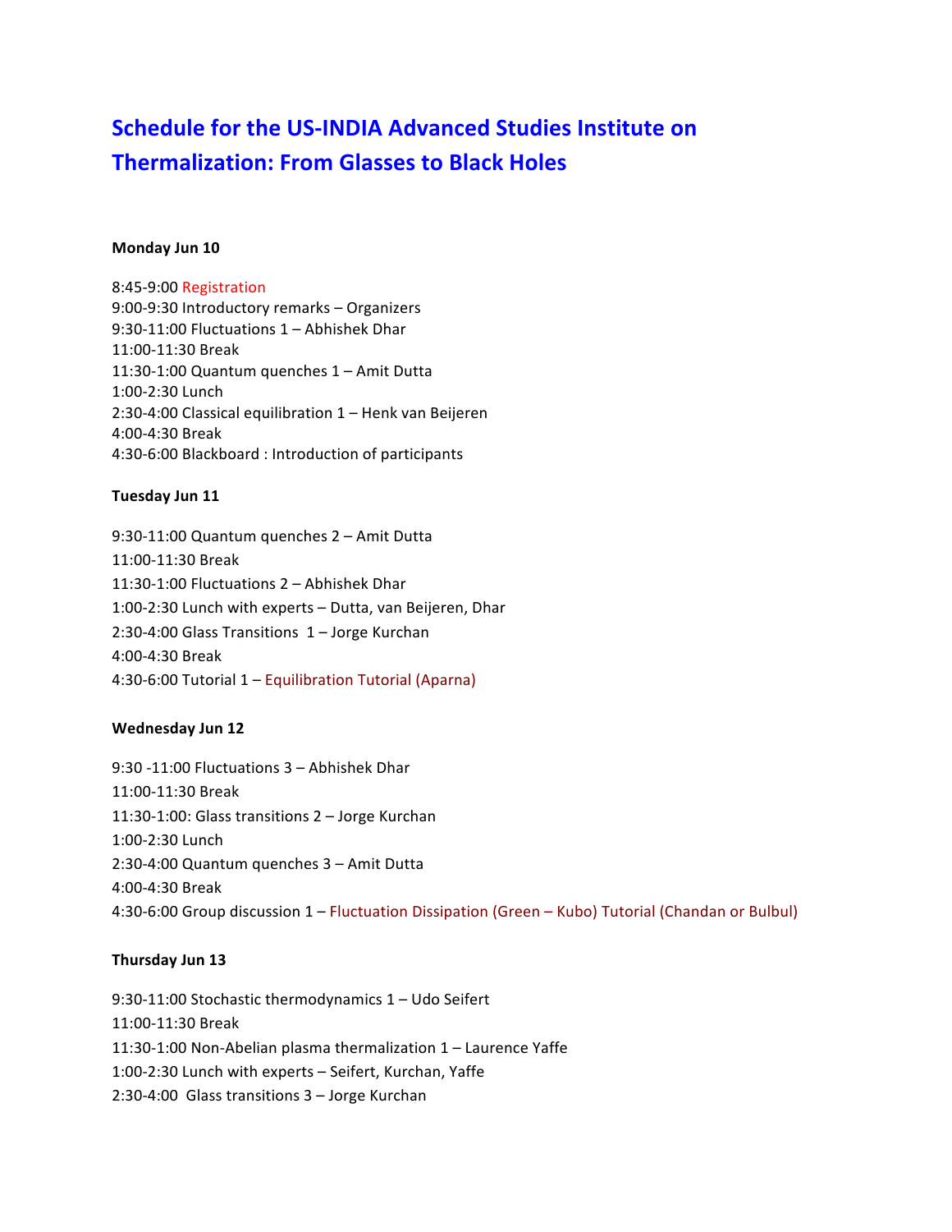# Schedule for the US-INDIA Advanced Studies Institute on Thermalization: From Glasses to Black Holes

**Monday Jun 10**

8:45-9:00 Registration
9:00-9:30 Introductory remarks – Organizers
9:30-11:00 Fluctuations 1 – Abhishek Dhar
11:00-11:30 Break
11:30-1:00 Quantum quenches 1 – Amit Dutta
1:00-2:30 Lunch
2:30-4:00 Classical equilibration 1 – Henk van Beijeren
4:00-4:30 Break
4:30-6:00 Blackboard : Introduction of participants

**Tuesday Jun 11**

9:30-11:00 Quantum quenches 2 – Amit Dutta
11:00-11:30 Break
11:30-1:00 Fluctuations 2 – Abhishek Dhar
1:00-2:30 Lunch with experts – Dutta, van Beijeren, Dhar
2:30-4:00 Glass Transitions 1 – Jorge Kurchan
4:00-4:30 Break
4:30-6:00 Tutorial 1 – Equilibration Tutorial (Aparna)

**Wednesday Jun 12**

9:30 -11:00 Fluctuations 3 – Abhishek Dhar
11:00-11:30 Break
11:30-1:00: Glass transitions 2 – Jorge Kurchan
1:00-2:30 Lunch
2:30-4:00 Quantum quenches 3 – Amit Dutta
4:00-4:30 Break
4:30-6:00 Group discussion 1 – Fluctuation Dissipation (Green – Kubo) Tutorial (Chandan or Bulbul)

**Thursday Jun 13**

9:30-11:00 Stochastic thermodynamics 1 – Udo Seifert
11:00-11:30 Break
11:30-1:00 Non-Abelian plasma thermalization 1 – Laurence Yaffe
1:00-2:30 Lunch with experts – Seifert, Kurchan, Yaffe
2:30-4:00 Glass transitions 3 – Jorge Kurchan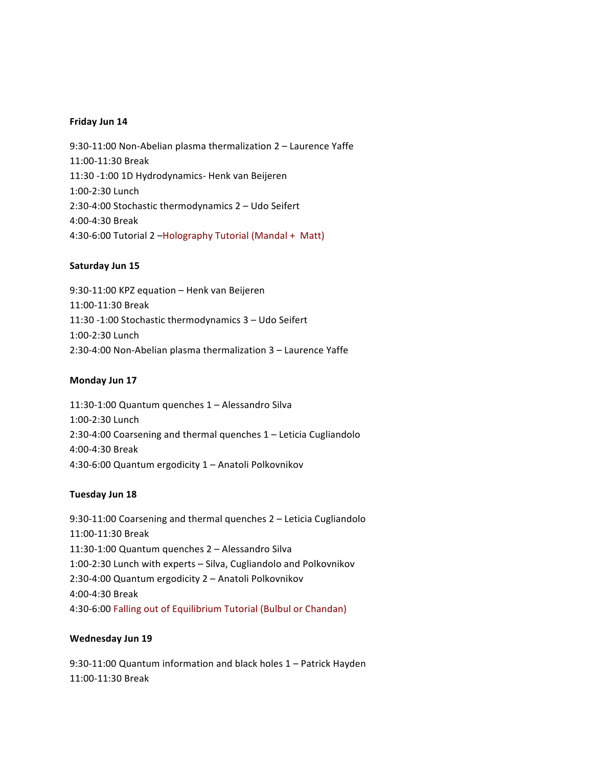**Friday Jun 14**

9:30-11:00 Non-Abelian plasma thermalization 2 – Laurence Yaffe
11:00-11:30 Break
11:30 -1:00 1D Hydrodynamics- Henk van Beijeren
1:00-2:30 Lunch
2:30-4:00 Stochastic thermodynamics 2 – Udo Seifert
4:00-4:30 Break
4:30-6:00 Tutorial 2 –Holography Tutorial (Mandal + Matt)

**Saturday Jun 15**

9:30-11:00 KPZ equation – Henk van Beijeren
11:00-11:30 Break
11:30 -1:00 Stochastic thermodynamics 3 – Udo Seifert
1:00-2:30 Lunch
2:30-4:00 Non-Abelian plasma thermalization 3 – Laurence Yaffe

**Monday Jun 17**

11:30-1:00 Quantum quenches 1 – Alessandro Silva
1:00-2:30 Lunch
2:30-4:00 Coarsening and thermal quenches 1 – Leticia Cugliandolo
4:00-4:30 Break
4:30-6:00 Quantum ergodicity 1 – Anatoli Polkovnikov

**Tuesday Jun 18**

9:30-11:00 Coarsening and thermal quenches 2 – Leticia Cugliandolo
11:00-11:30 Break
11:30-1:00 Quantum quenches 2 – Alessandro Silva
1:00-2:30 Lunch with experts – Silva, Cugliandolo and Polkovnikov
2:30-4:00 Quantum ergodicity 2 – Anatoli Polkovnikov
4:00-4:30 Break
4:30-6:00 Falling out of Equilibrium Tutorial (Bulbul or Chandan)

**Wednesday Jun 19**

9:30-11:00 Quantum information and black holes 1 – Patrick Hayden
11:00-11:30 Break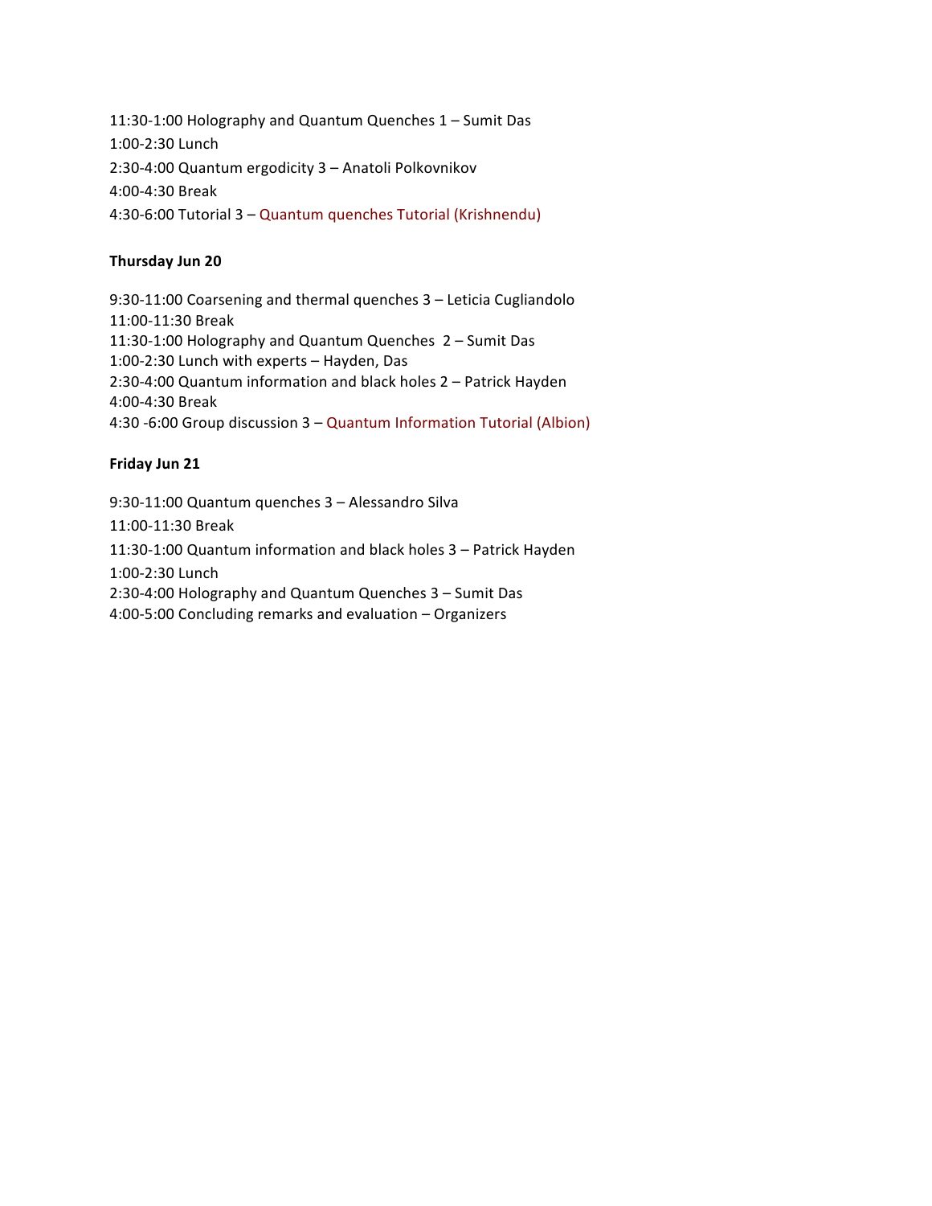11:30-1:00 Holography and Quantum Quenches 1 – Sumit Das

1:00-2:30 Lunch

2:30-4:00 Quantum ergodicity 3 – Anatoli Polkovnikov

4:00-4:30 Break

4:30-6:00 Tutorial 3 – Quantum quenches Tutorial (Krishnendu)

**Thursday Jun 20**

9:30-11:00 Coarsening and thermal quenches 3 – Leticia Cugliandolo
11:00-11:30 Break
11:30-1:00 Holography and Quantum Quenches 2 – Sumit Das
1:00-2:30 Lunch with experts – Hayden, Das
2:30-4:00 Quantum information and black holes 2 – Patrick Hayden
4:00-4:30 Break
4:30 -6:00 Group discussion 3 – Quantum Information Tutorial (Albion)

**Friday Jun 21**

9:30-11:00 Quantum quenches 3 – Alessandro Silva

11:00-11:30 Break

11:30-1:00 Quantum information and black holes 3 – Patrick Hayden

1:00-2:30 Lunch

2:30-4:00 Holography and Quantum Quenches 3 – Sumit Das

4:00-5:00 Concluding remarks and evaluation – Organizers